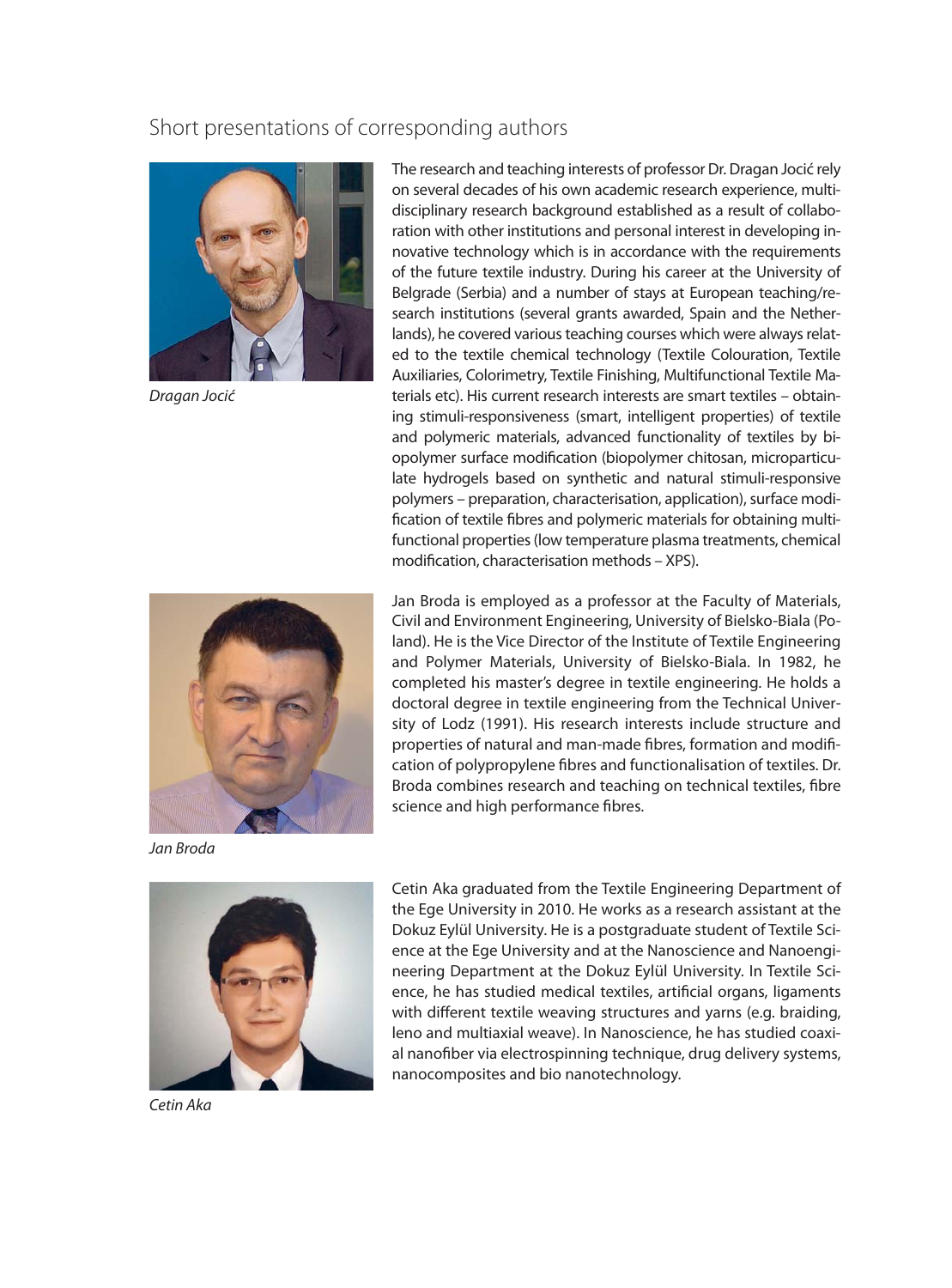# Short presentations of corresponding authors

*Dragan Jocić*

The research and teaching interests of professor Dr. Dragan Jocić rely on several decades of his own academic research experience, multidisciplinary research background established as a result of collaboration with other institutions and personal interest in developing innovative technology which is in accordance with the requirements of the future textile industry. During his career at the University of Belgrade (Serbia) and a number of stays at European teaching/research institutions (several grants awarded, Spain and the Netherlands), he covered various teaching courses which were always related to the textile chemical technology (Textile Colouration, Textile Auxiliaries, Colorimetry, Textile Finishing, Multifunctional Textile Materials etc). His current research interests are smart textiles – obtaining stimuli-responsiveness (smart, intelligent properties) of textile and polymeric materials, advanced functionality of textiles by biopolymer surface modification (biopolymer chitosan, microparticulate hydrogels based on synthetic and natural stimuli-responsive polymers – preparation, characterisation, application), surface modification of textile fibres and polymeric materials for obtaining multifunctional properties (low temperature plasma treatments, chemical modification, characterisation methods – XPS).

*Jan Broda*

Jan Broda is employed as a professor at the Faculty of Materials, Civil and Environment Engineering, University of Bielsko-Biala (Poland). He is the Vice Director of the Institute of Textile Engineering and Polymer Materials, University of Bielsko-Biala. In 1982, he completed his master's degree in textile engineering. He holds a doctoral degree in textile engineering from the Technical University of Lodz (1991). His research interests include structure and properties of natural and man-made fibres, formation and modification of polypropylene fibres and functionalisation of textiles. Dr. Broda combines research and teaching on technical textiles, fibre science and high performance fibres.

*Cetin Aka*

Cetin Aka graduated from the Textile Engineering Department of the Ege University in 2010. He works as a research assistant at the Dokuz Eylül University. He is a postgraduate student of Textile Science at the Ege University and at the Nanoscience and Nanoengineering Department at the Dokuz Eylül University. In Textile Science, he has studied medical textiles, artificial organs, ligaments with different textile weaving structures and yarns (e.g. braiding, leno and multiaxial weave). In Nanoscience, he has studied coaxial nanofiber via electrospinning technique, drug delivery systems, nanocomposites and bio nanotechnology.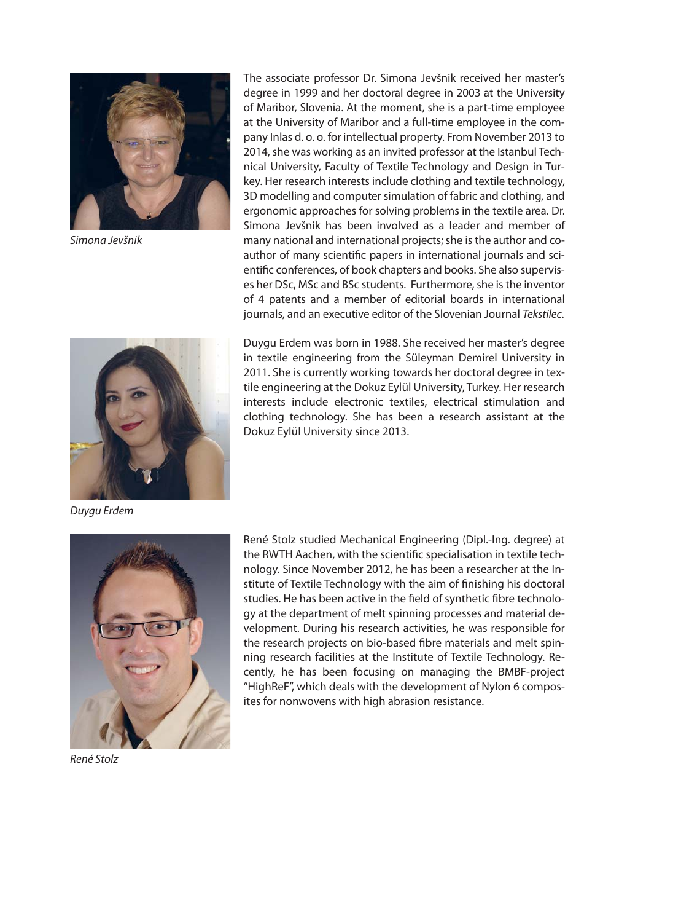*Simona Jevšnik*

The associate professor Dr. Simona Jevšnik received her master's degree in 1999 and her doctoral degree in 2003 at the University of Maribor, Slovenia. At the moment, she is a part-time employee at the University of Maribor and a full-time employee in the company Inlas d. o. o. for intellectual property. From November 2013 to 2014, she was working as an invited professor at the Istanbul Technical University, Faculty of Textile Technology and Design in Turkey. Her research interests include clothing and textile technology, 3D modelling and computer simulation of fabric and clothing, and ergonomic approaches for solving problems in the textile area. Dr. Simona Jevšnik has been involved as a leader and member of many national and international projects; she is the author and co-author of many scientific papers in international journals and scientific conferences, of book chapters and books. She also supervises her DSc, MSc and BSc students. Furthermore, she is the inventor of 4 patents and a member of editorial boards in international journals, and an executive editor of the Slovenian Journal *Tekstilec*.

*Duygu Erdem*

Duygu Erdem was born in 1988. She received her master's degree in textile engineering from the Süleyman Demirel University in 2011. She is currently working towards her doctoral degree in textile engineering at the Dokuz Eylül University, Turkey. Her research interests include electronic textiles, electrical stimulation and clothing technology. She has been a research assistant at the Dokuz Eylül University since 2013.

*René Stolz*

René Stolz studied Mechanical Engineering (Dipl.-Ing. degree) at the RWTH Aachen, with the scientific specialisation in textile technology. Since November 2012, he has been a researcher at the Institute of Textile Technology with the aim of finishing his doctoral studies. He has been active in the field of synthetic fibre technology at the department of melt spinning processes and material development. During his research activities, he was responsible for the research projects on bio-based fibre materials and melt spinning research facilities at the Institute of Textile Technology. Recently, he has been focusing on managing the BMBF-project "HighReF", which deals with the development of Nylon 6 composites for nonwovens with high abrasion resistance.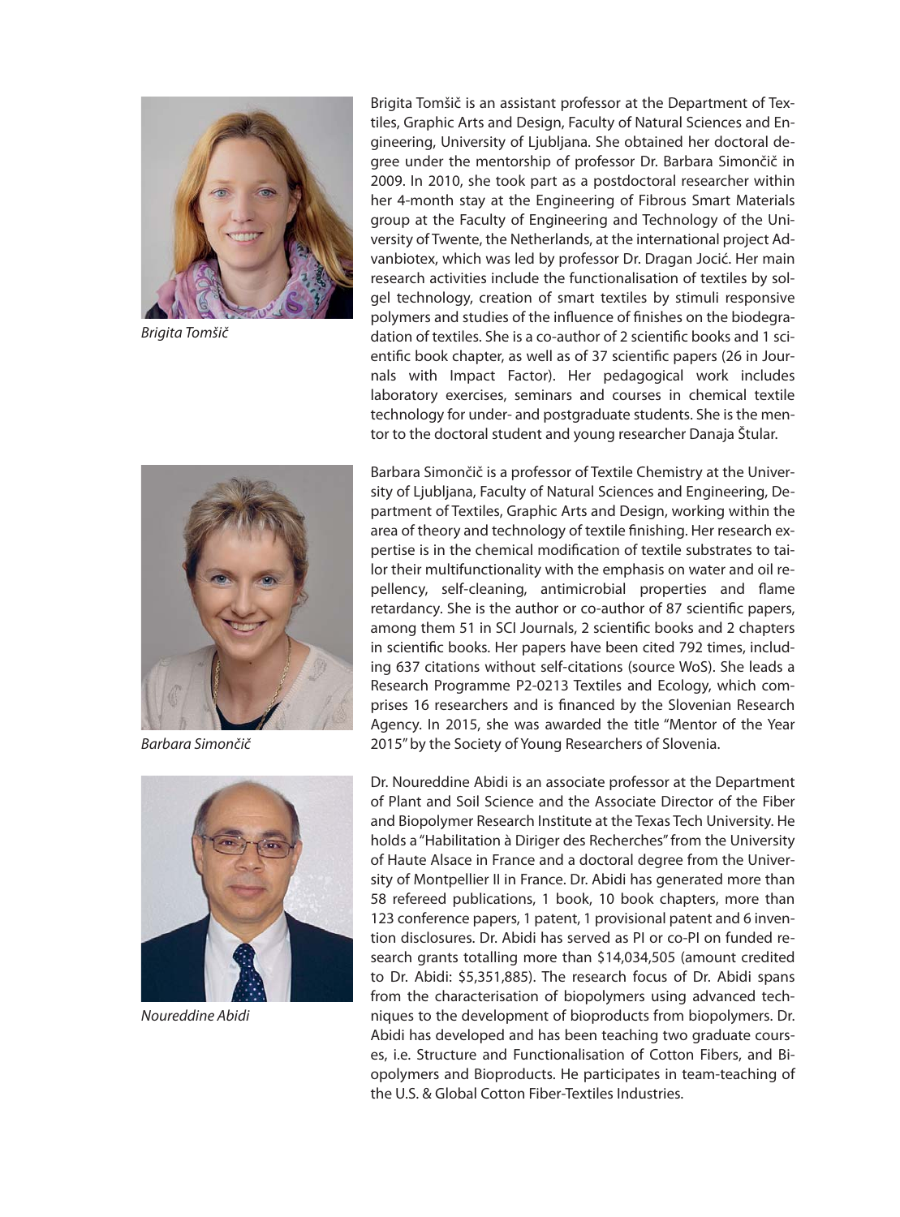*Brigita Tomšič*

Brigita Tomšič is an assistant professor at the Department of Textiles, Graphic Arts and Design, Faculty of Natural Sciences and Engineering, University of Ljubljana. She obtained her doctoral degree under the mentorship of professor Dr. Barbara Simončič in 2009. In 2010, she took part as a postdoctoral researcher within her 4-month stay at the Engineering of Fibrous Smart Materials group at the Faculty of Engineering and Technology of the University of Twente, the Netherlands, at the international project Advanbiotex, which was led by professor Dr. Dragan Jocić. Her main research activities include the functionalisation of textiles by sol-gel technology, creation of smart textiles by stimuli responsive polymers and studies of the influence of finishes on the biodegradation of textiles. She is a co-author of 2 scientific books and 1 scientific book chapter, as well as of 37 scientific papers (26 in Journals with Impact Factor). Her pedagogical work includes laboratory exercises, seminars and courses in chemical textile technology for under- and postgraduate students. She is the mentor to the doctoral student and young researcher Danaja Štular.

*Barbara Simončič*

Barbara Simončič is a professor of Textile Chemistry at the University of Ljubljana, Faculty of Natural Sciences and Engineering, Department of Textiles, Graphic Arts and Design, working within the area of theory and technology of textile finishing. Her research expertise is in the chemical modification of textile substrates to tailor their multifunctionality with the emphasis on water and oil repellency, self-cleaning, antimicrobial properties and flame retardancy. She is the author or co-author of 87 scientific papers, among them 51 in SCI Journals, 2 scientific books and 2 chapters in scientific books. Her papers have been cited 792 times, including 637 citations without self-citations (source WoS). She leads a Research Programme P2-0213 Textiles and Ecology, which comprises 16 researchers and is financed by the Slovenian Research Agency. In 2015, she was awarded the title "Mentor of the Year 2015" by the Society of Young Researchers of Slovenia.

*Noureddine Abidi*

Dr. Noureddine Abidi is an associate professor at the Department of Plant and Soil Science and the Associate Director of the Fiber and Biopolymer Research Institute at the Texas Tech University. He holds a "Habilitation à Diriger des Recherches" from the University of Haute Alsace in France and a doctoral degree from the University of Montpellier II in France. Dr. Abidi has generated more than 58 refereed publications, 1 book, 10 book chapters, more than 123 conference papers, 1 patent, 1 provisional patent and 6 invention disclosures. Dr. Abidi has served as PI or co-PI on funded research grants totalling more than $14,034,505 (amount credited to Dr. Abidi: $5,351,885). The research focus of Dr. Abidi spans from the characterisation of biopolymers using advanced techniques to the development of bioproducts from biopolymers. Dr. Abidi has developed and has been teaching two graduate courses, i.e. Structure and Functionalisation of Cotton Fibers, and Biopolymers and Bioproducts. He participates in team-teaching of the U.S. & Global Cotton Fiber-Textiles Industries.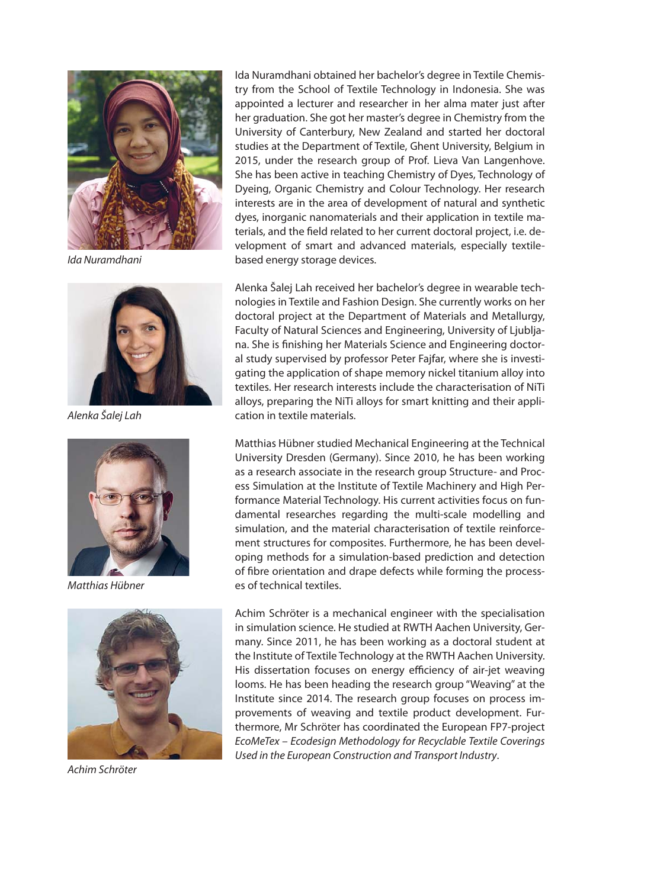*Ida Nuramdhani*

Ida Nuramdhani obtained her bachelor's degree in Textile Chemistry from the School of Textile Technology in Indonesia. She was appointed a lecturer and researcher in her alma mater just after her graduation. She got her master's degree in Chemistry from the University of Canterbury, New Zealand and started her doctoral studies at the Department of Textile, Ghent University, Belgium in 2015, under the research group of Prof. Lieva Van Langenhove. She has been active in teaching Chemistry of Dyes, Technology of Dyeing, Organic Chemistry and Colour Technology. Her research interests are in the area of development of natural and synthetic dyes, inorganic nanomaterials and their application in textile materials, and the field related to her current doctoral project, i.e. development of smart and advanced materials, especially textile-based energy storage devices.

*Alenka Šalej Lah*

Alenka Šalej Lah received her bachelor's degree in wearable technologies in Textile and Fashion Design. She currently works on her doctoral project at the Department of Materials and Metallurgy, Faculty of Natural Sciences and Engineering, University of Ljubljana. She is finishing her Materials Science and Engineering doctoral study supervised by professor Peter Fajfar, where she is investigating the application of shape memory nickel titanium alloy into textiles. Her research interests include the characterisation of NiTi alloys, preparing the NiTi alloys for smart knitting and their application in textile materials.

*Matthias Hübner*

Matthias Hübner studied Mechanical Engineering at the Technical University Dresden (Germany). Since 2010, he has been working as a research associate in the research group Structure- and Process Simulation at the Institute of Textile Machinery and High Performance Material Technology. His current activities focus on fundamental researches regarding the multi-scale modelling and simulation, and the material characterisation of textile reinforcement structures for composites. Furthermore, he has been developing methods for a simulation-based prediction and detection of fibre orientation and drape defects while forming the processes of technical textiles.

*Achim Schröter*

Achim Schröter is a mechanical engineer with the specialisation in simulation science. He studied at RWTH Aachen University, Germany. Since 2011, he has been working as a doctoral student at the Institute of Textile Technology at the RWTH Aachen University. His dissertation focuses on energy efficiency of air-jet weaving looms. He has been heading the research group "Weaving" at the Institute since 2014. The research group focuses on process improvements of weaving and textile product development. Furthermore, Mr Schröter has coordinated the European FP7-project *EcoMeTex – Ecodesign Methodology for Recyclable Textile Coverings Used in the European Construction and Transport Industry*.